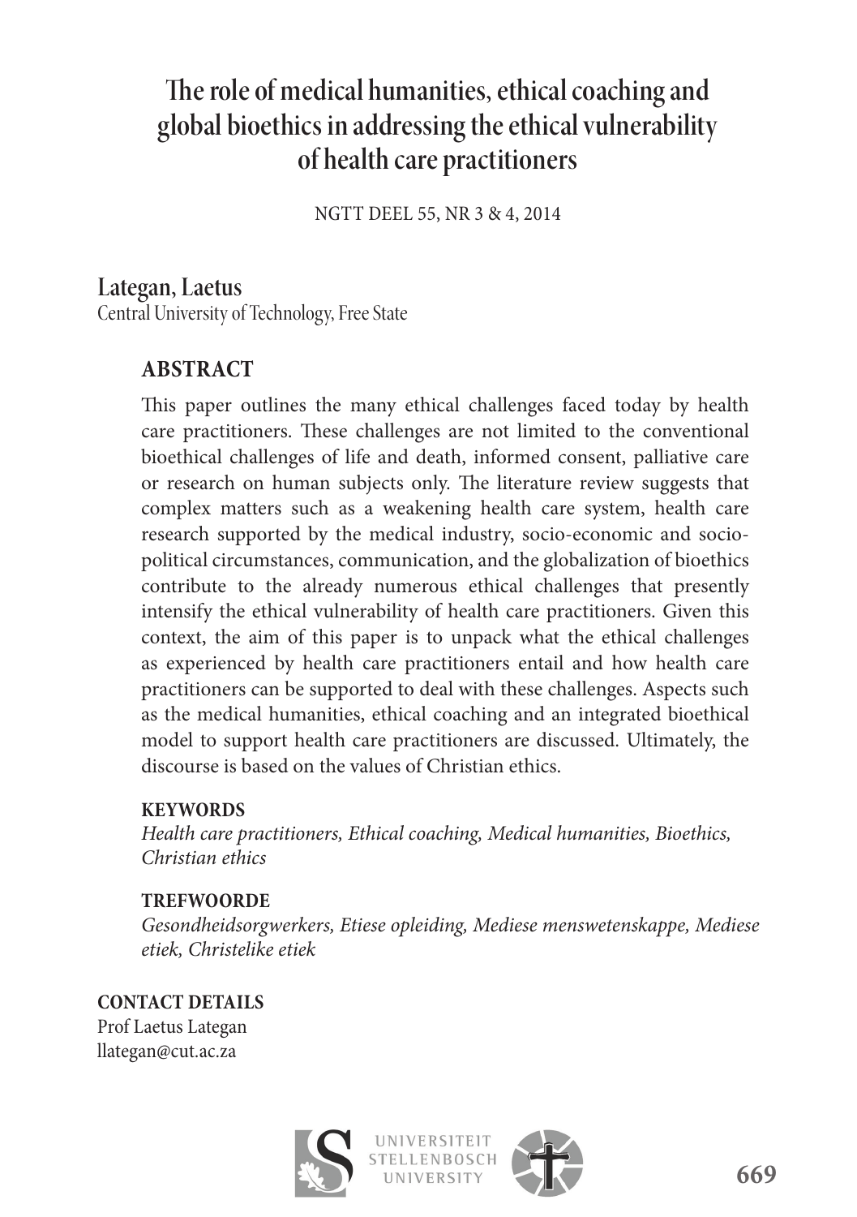# The role of medical humanities, ethical coaching and global bioethics in addressing the ethical vulnerability of health care practitioners

NGTT DEEL 55, NR 3 & 4, 2014

## Lategan, Laetus

Central University of Technology, Free State

### ABSTRACT

This paper outlines the many ethical challenges faced today by health care practitioners. These challenges are not limited to the conventional bioethical challenges of life and death, informed consent, palliative care or research on human subjects only. The literature review suggests that complex matters such as a weakening health care system, health care research supported by the medical industry, socio-economic and socio-political circumstances, communication, and the globalization of bioethics contribute to the already numerous ethical challenges that presently intensify the ethical vulnerability of health care practitioners. Given this context, the aim of this paper is to unpack what the ethical challenges as experienced by health care practitioners entail and how health care practitioners can be supported to deal with these challenges. Aspects such as the medical humanities, ethical coaching and an integrated bioethical model to support health care practitioners are discussed. Ultimately, the discourse is based on the values of Christian ethics.

**KEYWORDS**

*Health care practitioners, Ethical coaching, Medical humanities, Bioethics, Christian ethics*

**TREFWOORDE**

*Gesondheidsorgwerkers, Etiese opleiding, Mediese menswetenskappe, Mediese etiek, Christelike etiek*

**CONTACT DETAILS**

Prof Laetus Lategan
llategan@cut.ac.za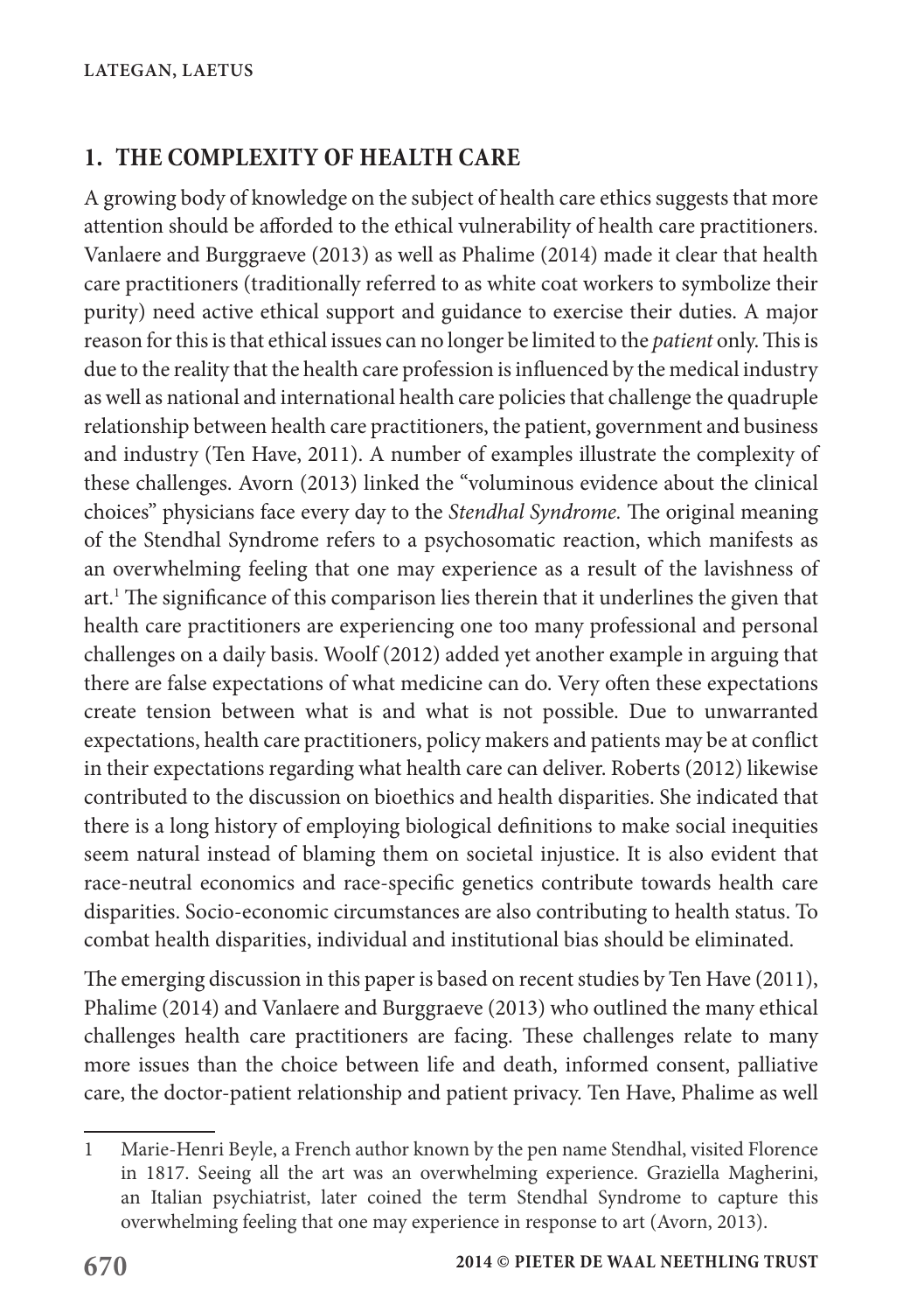## 1. THE COMPLEXITY OF HEALTH CARE

A growing body of knowledge on the subject of health care ethics suggests that more attention should be afforded to the ethical vulnerability of health care practitioners. Vanlaere and Burggraeve (2013) as well as Phalime (2014) made it clear that health care practitioners (traditionally referred to as white coat workers to symbolize their purity) need active ethical support and guidance to exercise their duties. A major reason for this is that ethical issues can no longer be limited to the *patient* only. This is due to the reality that the health care profession is influenced by the medical industry as well as national and international health care policies that challenge the quadruple relationship between health care practitioners, the patient, government and business and industry (Ten Have, 2011). A number of examples illustrate the complexity of these challenges. Avorn (2013) linked the "voluminous evidence about the clinical choices" physicians face every day to the *Stendhal Syndrome.* The original meaning of the Stendhal Syndrome refers to a psychosomatic reaction, which manifests as an overwhelming feeling that one may experience as a result of the lavishness of art.[1] The significance of this comparison lies therein that it underlines the given that health care practitioners are experiencing one too many professional and personal challenges on a daily basis. Woolf (2012) added yet another example in arguing that there are false expectations of what medicine can do. Very often these expectations create tension between what is and what is not possible. Due to unwarranted expectations, health care practitioners, policy makers and patients may be at conflict in their expectations regarding what health care can deliver. Roberts (2012) likewise contributed to the discussion on bioethics and health disparities. She indicated that there is a long history of employing biological definitions to make social inequities seem natural instead of blaming them on societal injustice. It is also evident that race-neutral economics and race-specific genetics contribute towards health care disparities. Socio-economic circumstances are also contributing to health status. To combat health disparities, individual and institutional bias should be eliminated.

The emerging discussion in this paper is based on recent studies by Ten Have (2011), Phalime (2014) and Vanlaere and Burggraeve (2013) who outlined the many ethical challenges health care practitioners are facing. These challenges relate to many more issues than the choice between life and death, informed consent, palliative care, the doctor-patient relationship and patient privacy. Ten Have, Phalime as well

---

1 Marie-Henri Beyle, a French author known by the pen name Stendhal, visited Florence in 1817. Seeing all the art was an overwhelming experience. Graziella Magherini, an Italian psychiatrist, later coined the term Stendhal Syndrome to capture this overwhelming feeling that one may experience in response to art (Avorn, 2013).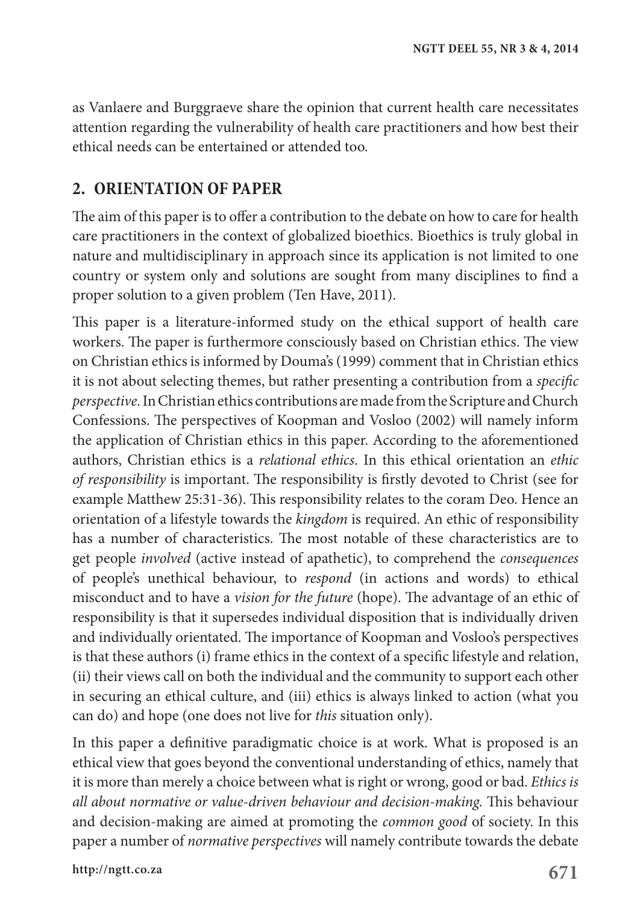as Vanlaere and Burggraeve share the opinion that current health care necessitates attention regarding the vulnerability of health care practitioners and how best their ethical needs can be entertained or attended too.

## 2. ORIENTATION OF PAPER

The aim of this paper is to offer a contribution to the debate on how to care for health care practitioners in the context of globalized bioethics. Bioethics is truly global in nature and multidisciplinary in approach since its application is not limited to one country or system only and solutions are sought from many disciplines to find a proper solution to a given problem (Ten Have, 2011).

This paper is a literature-informed study on the ethical support of health care workers. The paper is furthermore consciously based on Christian ethics. The view on Christian ethics is informed by Douma's (1999) comment that in Christian ethics it is not about selecting themes, but rather presenting a contribution from a *specific perspective.* In Christian ethics contributions are made from the Scripture and Church Confessions. The perspectives of Koopman and Vosloo (2002) will namely inform the application of Christian ethics in this paper. According to the aforementioned authors, Christian ethics is a *relational ethics*. In this ethical orientation an *ethic of responsibility* is important. The responsibility is firstly devoted to Christ (see for example Matthew 25:31-36). This responsibility relates to the coram Deo. Hence an orientation of a lifestyle towards the *kingdom* is required. An ethic of responsibility has a number of characteristics. The most notable of these characteristics are to get people *involved* (active instead of apathetic), to comprehend the *consequences* of people's unethical behaviour, to *respond* (in actions and words) to ethical misconduct and to have a *vision for the future* (hope). The advantage of an ethic of responsibility is that it supersedes individual disposition that is individually driven and individually orientated. The importance of Koopman and Vosloo's perspectives is that these authors (i) frame ethics in the context of a specific lifestyle and relation, (ii) their views call on both the individual and the community to support each other in securing an ethical culture, and (iii) ethics is always linked to action (what you can do) and hope (one does not live for *this* situation only).

In this paper a definitive paradigmatic choice is at work. What is proposed is an ethical view that goes beyond the conventional understanding of ethics, namely that it is more than merely a choice between what is right or wrong, good or bad. *Ethics is all about normative or value-driven behaviour and decision-making.* This behaviour and decision-making are aimed at promoting the *common good* of society. In this paper a number of *normative perspectives* will namely contribute towards the debate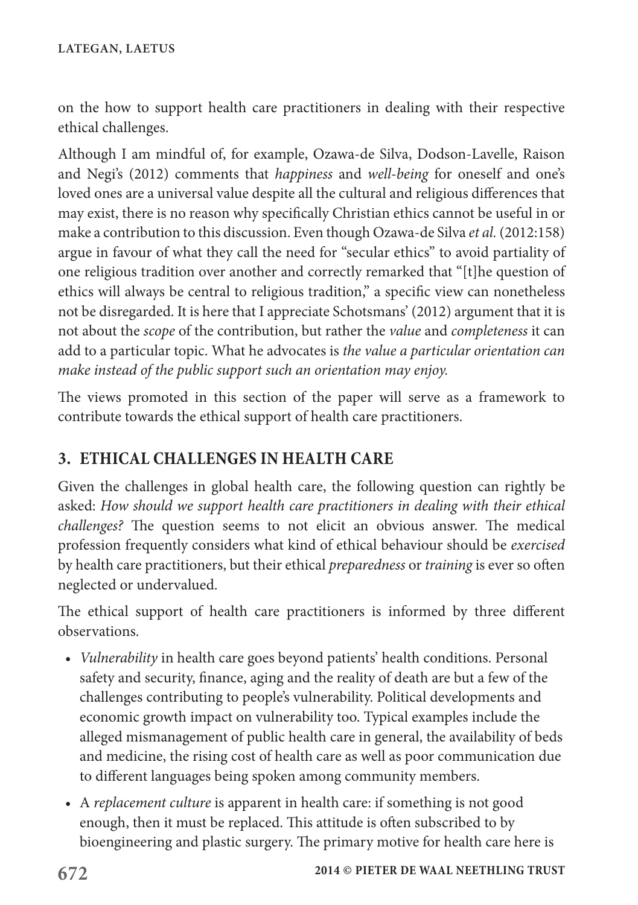on the how to support health care practitioners in dealing with their respective ethical challenges.

Although I am mindful of, for example, Ozawa-de Silva, Dodson-Lavelle, Raison and Negi's (2012) comments that *happiness* and *well-being* for oneself and one's loved ones are a universal value despite all the cultural and religious differences that may exist, there is no reason why specifically Christian ethics cannot be useful in or make a contribution to this discussion. Even though Ozawa-de Silva *et al.* (2012:158) argue in favour of what they call the need for "secular ethics" to avoid partiality of one religious tradition over another and correctly remarked that "[t]he question of ethics will always be central to religious tradition," a specific view can nonetheless not be disregarded. It is here that I appreciate Schotsmans' (2012) argument that it is not about the *scope* of the contribution, but rather the *value* and *completeness* it can add to a particular topic. What he advocates is *the value a particular orientation can make instead of the public support such an orientation may enjoy.*

The views promoted in this section of the paper will serve as a framework to contribute towards the ethical support of health care practitioners.

## 3. ETHICAL CHALLENGES IN HEALTH CARE

Given the challenges in global health care, the following question can rightly be asked: *How should we support health care practitioners in dealing with their ethical challenges?* The question seems to not elicit an obvious answer. The medical profession frequently considers what kind of ethical behaviour should be *exercised* by health care practitioners, but their ethical *preparedness* or *training* is ever so often neglected or undervalued.

The ethical support of health care practitioners is informed by three different observations.

- *Vulnerability* in health care goes beyond patients' health conditions. Personal safety and security, finance, aging and the reality of death are but a few of the challenges contributing to people's vulnerability. Political developments and economic growth impact on vulnerability too. Typical examples include the alleged mismanagement of public health care in general, the availability of beds and medicine, the rising cost of health care as well as poor communication due to different languages being spoken among community members.
- A *replacement culture* is apparent in health care: if something is not good enough, then it must be replaced. This attitude is often subscribed to by bioengineering and plastic surgery. The primary motive for health care here is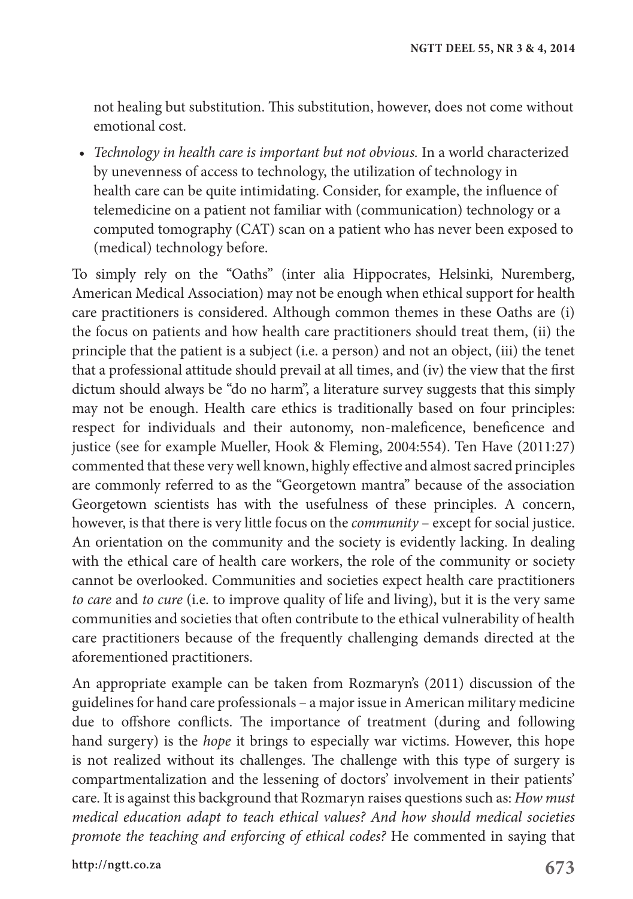not healing but substitution. This substitution, however, does not come without emotional cost.

- *Technology in health care is important but not obvious.* In a world characterized by unevenness of access to technology, the utilization of technology in health care can be quite intimidating. Consider, for example, the influence of telemedicine on a patient not familiar with (communication) technology or a computed tomography (CAT) scan on a patient who has never been exposed to (medical) technology before.

To simply rely on the "Oaths" (inter alia Hippocrates, Helsinki, Nuremberg, American Medical Association) may not be enough when ethical support for health care practitioners is considered. Although common themes in these Oaths are (i) the focus on patients and how health care practitioners should treat them, (ii) the principle that the patient is a subject (i.e. a person) and not an object, (iii) the tenet that a professional attitude should prevail at all times, and (iv) the view that the first dictum should always be "do no harm", a literature survey suggests that this simply may not be enough. Health care ethics is traditionally based on four principles: respect for individuals and their autonomy, non-maleficence, beneficence and justice (see for example Mueller, Hook & Fleming, 2004:554). Ten Have (2011:27) commented that these very well known, highly effective and almost sacred principles are commonly referred to as the "Georgetown mantra" because of the association Georgetown scientists has with the usefulness of these principles. A concern, however, is that there is very little focus on the *community* – except for social justice. An orientation on the community and the society is evidently lacking. In dealing with the ethical care of health care workers, the role of the community or society cannot be overlooked. Communities and societies expect health care practitioners *to care* and *to cure* (i.e. to improve quality of life and living), but it is the very same communities and societies that often contribute to the ethical vulnerability of health care practitioners because of the frequently challenging demands directed at the aforementioned practitioners.

An appropriate example can be taken from Rozmaryn's (2011) discussion of the guidelines for hand care professionals – a major issue in American military medicine due to offshore conflicts. The importance of treatment (during and following hand surgery) is the *hope* it brings to especially war victims. However, this hope is not realized without its challenges. The challenge with this type of surgery is compartmentalization and the lessening of doctors' involvement in their patients' care. It is against this background that Rozmaryn raises questions such as: *How must medical education adapt to teach ethical values? And how should medical societies promote the teaching and enforcing of ethical codes?* He commented in saying that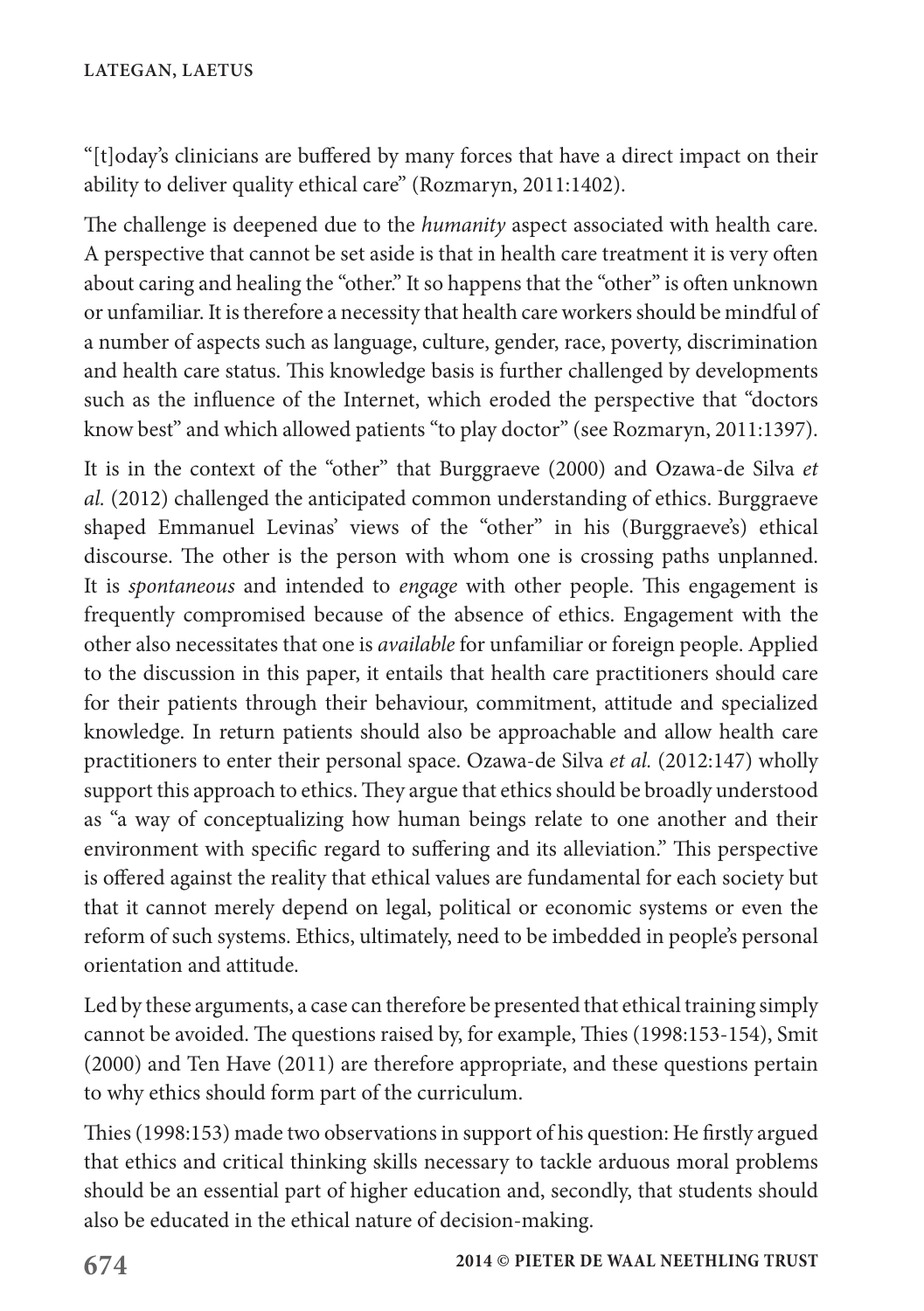"[t]oday's clinicians are buffered by many forces that have a direct impact on their ability to deliver quality ethical care" (Rozmaryn, 2011:1402).

The challenge is deepened due to the *humanity* aspect associated with health care. A perspective that cannot be set aside is that in health care treatment it is very often about caring and healing the "other." It so happens that the "other" is often unknown or unfamiliar. It is therefore a necessity that health care workers should be mindful of a number of aspects such as language, culture, gender, race, poverty, discrimination and health care status. This knowledge basis is further challenged by developments such as the influence of the Internet, which eroded the perspective that "doctors know best" and which allowed patients "to play doctor" (see Rozmaryn, 2011:1397).

It is in the context of the "other" that Burggraeve (2000) and Ozawa-de Silva *et al.* (2012) challenged the anticipated common understanding of ethics. Burggraeve shaped Emmanuel Levinas' views of the "other" in his (Burggraeve's) ethical discourse. The other is the person with whom one is crossing paths unplanned. It is *spontaneous* and intended to *engage* with other people. This engagement is frequently compromised because of the absence of ethics. Engagement with the other also necessitates that one is *available* for unfamiliar or foreign people. Applied to the discussion in this paper, it entails that health care practitioners should care for their patients through their behaviour, commitment, attitude and specialized knowledge. In return patients should also be approachable and allow health care practitioners to enter their personal space. Ozawa-de Silva *et al.* (2012:147) wholly support this approach to ethics. They argue that ethics should be broadly understood as "a way of conceptualizing how human beings relate to one another and their environment with specific regard to suffering and its alleviation." This perspective is offered against the reality that ethical values are fundamental for each society but that it cannot merely depend on legal, political or economic systems or even the reform of such systems. Ethics, ultimately, need to be imbedded in people's personal orientation and attitude.

Led by these arguments, a case can therefore be presented that ethical training simply cannot be avoided. The questions raised by, for example, Thies (1998:153-154), Smit (2000) and Ten Have (2011) are therefore appropriate, and these questions pertain to why ethics should form part of the curriculum.

Thies (1998:153) made two observations in support of his question: He firstly argued that ethics and critical thinking skills necessary to tackle arduous moral problems should be an essential part of higher education and, secondly, that students should also be educated in the ethical nature of decision-making.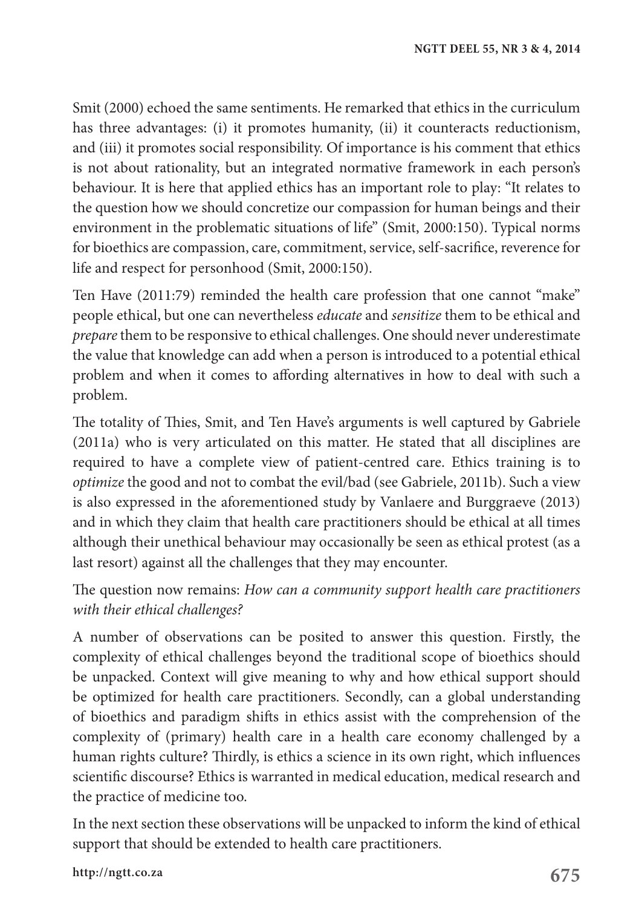Smit (2000) echoed the same sentiments. He remarked that ethics in the curriculum has three advantages: (i) it promotes humanity, (ii) it counteracts reductionism, and (iii) it promotes social responsibility. Of importance is his comment that ethics is not about rationality, but an integrated normative framework in each person's behaviour. It is here that applied ethics has an important role to play: "It relates to the question how we should concretize our compassion for human beings and their environment in the problematic situations of life" (Smit, 2000:150). Typical norms for bioethics are compassion, care, commitment, service, self-sacrifice, reverence for life and respect for personhood (Smit, 2000:150).

Ten Have (2011:79) reminded the health care profession that one cannot "make" people ethical, but one can nevertheless *educate* and *sensitize* them to be ethical and *prepare* them to be responsive to ethical challenges. One should never underestimate the value that knowledge can add when a person is introduced to a potential ethical problem and when it comes to affording alternatives in how to deal with such a problem.

The totality of Thies, Smit, and Ten Have's arguments is well captured by Gabriele (2011a) who is very articulated on this matter. He stated that all disciplines are required to have a complete view of patient-centred care. Ethics training is to *optimize* the good and not to combat the evil/bad (see Gabriele, 2011b). Such a view is also expressed in the aforementioned study by Vanlaere and Burggraeve (2013) and in which they claim that health care practitioners should be ethical at all times although their unethical behaviour may occasionally be seen as ethical protest (as a last resort) against all the challenges that they may encounter.

The question now remains: *How can a community support health care practitioners with their ethical challenges?*

A number of observations can be posited to answer this question. Firstly, the complexity of ethical challenges beyond the traditional scope of bioethics should be unpacked. Context will give meaning to why and how ethical support should be optimized for health care practitioners. Secondly, can a global understanding of bioethics and paradigm shifts in ethics assist with the comprehension of the complexity of (primary) health care in a health care economy challenged by a human rights culture? Thirdly, is ethics a science in its own right, which influences scientific discourse? Ethics is warranted in medical education, medical research and the practice of medicine too.

In the next section these observations will be unpacked to inform the kind of ethical support that should be extended to health care practitioners.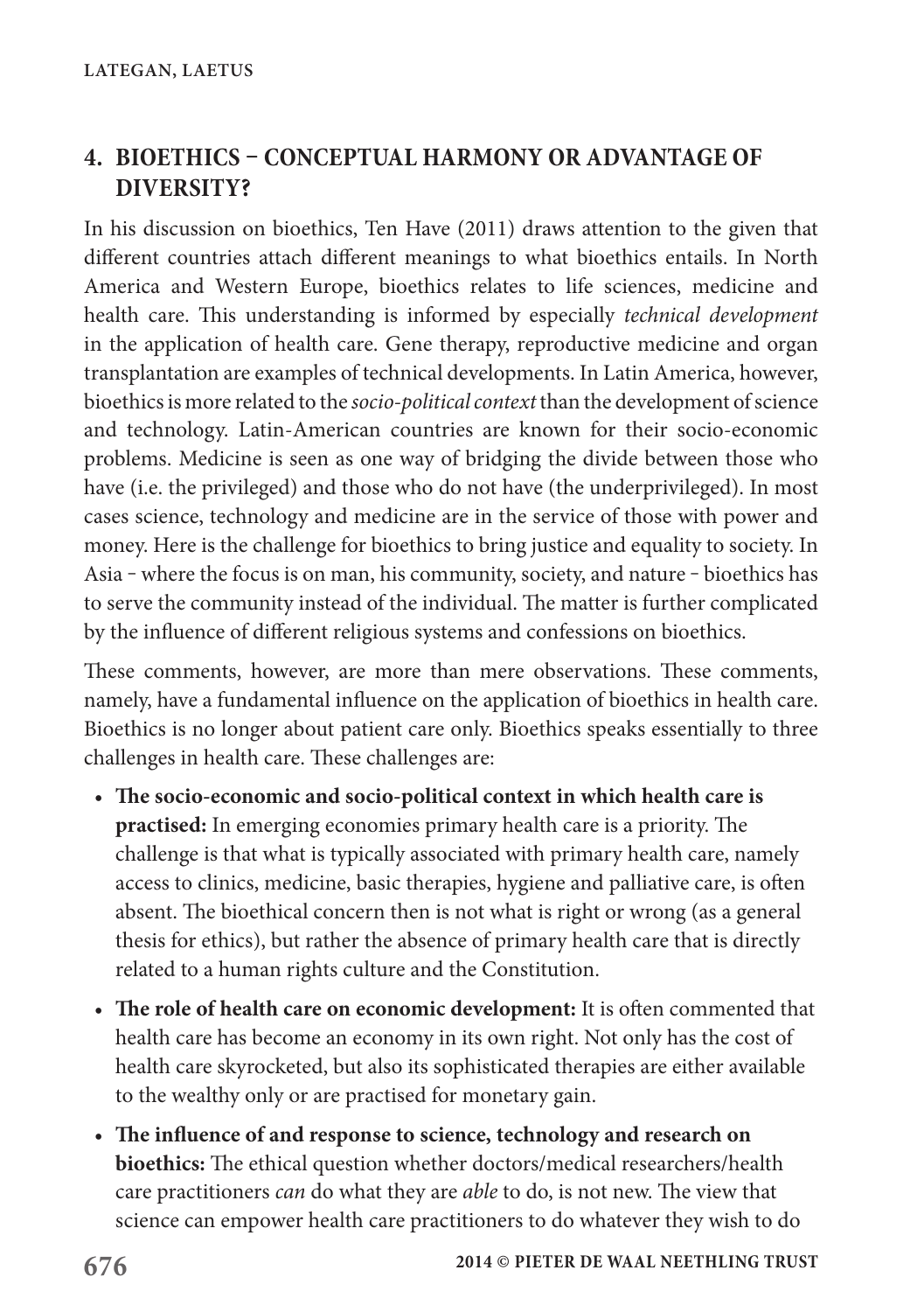## 4. BIOETHICS – CONCEPTUAL HARMONY OR ADVANTAGE OF DIVERSITY?

In his discussion on bioethics, Ten Have (2011) draws attention to the given that different countries attach different meanings to what bioethics entails. In North America and Western Europe, bioethics relates to life sciences, medicine and health care. This understanding is informed by especially *technical development* in the application of health care. Gene therapy, reproductive medicine and organ transplantation are examples of technical developments. In Latin America, however, bioethics is more related to the *socio-political context* than the development of science and technology. Latin-American countries are known for their socio-economic problems. Medicine is seen as one way of bridging the divide between those who have (i.e. the privileged) and those who do not have (the underprivileged). In most cases science, technology and medicine are in the service of those with power and money. Here is the challenge for bioethics to bring justice and equality to society. In Asia – where the focus is on man, his community, society, and nature – bioethics has to serve the community instead of the individual. The matter is further complicated by the influence of different religious systems and confessions on bioethics.

These comments, however, are more than mere observations. These comments, namely, have a fundamental influence on the application of bioethics in health care. Bioethics is no longer about patient care only. Bioethics speaks essentially to three challenges in health care. These challenges are:

- **The socio-economic and socio-political context in which health care is practised:** In emerging economies primary health care is a priority. The challenge is that what is typically associated with primary health care, namely access to clinics, medicine, basic therapies, hygiene and palliative care, is often absent. The bioethical concern then is not what is right or wrong (as a general thesis for ethics), but rather the absence of primary health care that is directly related to a human rights culture and the Constitution.
- **The role of health care on economic development:** It is often commented that health care has become an economy in its own right. Not only has the cost of health care skyrocketed, but also its sophisticated therapies are either available to the wealthy only or are practised for monetary gain.
- **The influence of and response to science, technology and research on bioethics:** The ethical question whether doctors/medical researchers/health care practitioners *can* do what they are *able* to do, is not new. The view that science can empower health care practitioners to do whatever they wish to do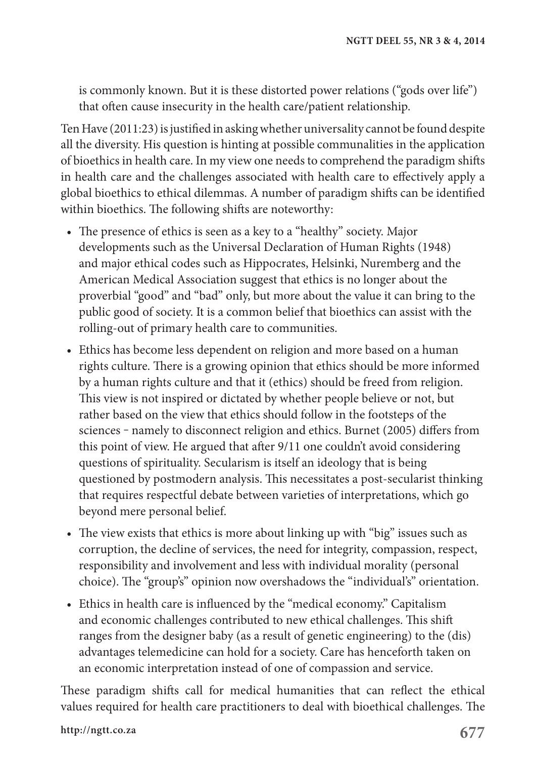is commonly known. But it is these distorted power relations ("gods over life") that often cause insecurity in the health care/patient relationship.

Ten Have (2011:23) is justified in asking whether universality cannot be found despite all the diversity. His question is hinting at possible communalities in the application of bioethics in health care. In my view one needs to comprehend the paradigm shifts in health care and the challenges associated with health care to effectively apply a global bioethics to ethical dilemmas. A number of paradigm shifts can be identified within bioethics. The following shifts are noteworthy:

- The presence of ethics is seen as a key to a "healthy" society. Major developments such as the Universal Declaration of Human Rights (1948) and major ethical codes such as Hippocrates, Helsinki, Nuremberg and the American Medical Association suggest that ethics is no longer about the proverbial "good" and "bad" only, but more about the value it can bring to the public good of society. It is a common belief that bioethics can assist with the rolling-out of primary health care to communities.
- Ethics has become less dependent on religion and more based on a human rights culture. There is a growing opinion that ethics should be more informed by a human rights culture and that it (ethics) should be freed from religion. This view is not inspired or dictated by whether people believe or not, but rather based on the view that ethics should follow in the footsteps of the sciences – namely to disconnect religion and ethics. Burnet (2005) differs from this point of view. He argued that after 9/11 one couldn't avoid considering questions of spirituality. Secularism is itself an ideology that is being questioned by postmodern analysis. This necessitates a post-secularist thinking that requires respectful debate between varieties of interpretations, which go beyond mere personal belief.
- The view exists that ethics is more about linking up with "big" issues such as corruption, the decline of services, the need for integrity, compassion, respect, responsibility and involvement and less with individual morality (personal choice). The "group's" opinion now overshadows the "individual's" orientation.
- Ethics in health care is influenced by the "medical economy." Capitalism and economic challenges contributed to new ethical challenges. This shift ranges from the designer baby (as a result of genetic engineering) to the (dis) advantages telemedicine can hold for a society. Care has henceforth taken on an economic interpretation instead of one of compassion and service.

These paradigm shifts call for medical humanities that can reflect the ethical values required for health care practitioners to deal with bioethical challenges. The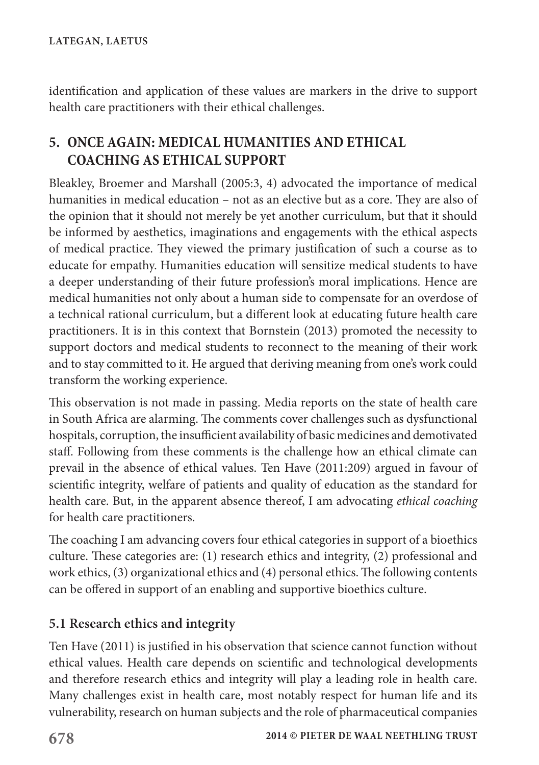identification and application of these values are markers in the drive to support health care practitioners with their ethical challenges.

## 5. ONCE AGAIN: MEDICAL HUMANITIES AND ETHICAL COACHING AS ETHICAL SUPPORT

Bleakley, Broemer and Marshall (2005:3, 4) advocated the importance of medical humanities in medical education – not as an elective but as a core. They are also of the opinion that it should not merely be yet another curriculum, but that it should be informed by aesthetics, imaginations and engagements with the ethical aspects of medical practice. They viewed the primary justification of such a course as to educate for empathy. Humanities education will sensitize medical students to have a deeper understanding of their future profession's moral implications. Hence are medical humanities not only about a human side to compensate for an overdose of a technical rational curriculum, but a different look at educating future health care practitioners. It is in this context that Bornstein (2013) promoted the necessity to support doctors and medical students to reconnect to the meaning of their work and to stay committed to it. He argued that deriving meaning from one's work could transform the working experience.

This observation is not made in passing. Media reports on the state of health care in South Africa are alarming. The comments cover challenges such as dysfunctional hospitals, corruption, the insufficient availability of basic medicines and demotivated staff. Following from these comments is the challenge how an ethical climate can prevail in the absence of ethical values. Ten Have (2011:209) argued in favour of scientific integrity, welfare of patients and quality of education as the standard for health care. But, in the apparent absence thereof, I am advocating *ethical coaching* for health care practitioners.

The coaching I am advancing covers four ethical categories in support of a bioethics culture. These categories are: (1) research ethics and integrity, (2) professional and work ethics, (3) organizational ethics and (4) personal ethics. The following contents can be offered in support of an enabling and supportive bioethics culture.

### 5.1 Research ethics and integrity

Ten Have (2011) is justified in his observation that science cannot function without ethical values. Health care depends on scientific and technological developments and therefore research ethics and integrity will play a leading role in health care. Many challenges exist in health care, most notably respect for human life and its vulnerability, research on human subjects and the role of pharmaceutical companies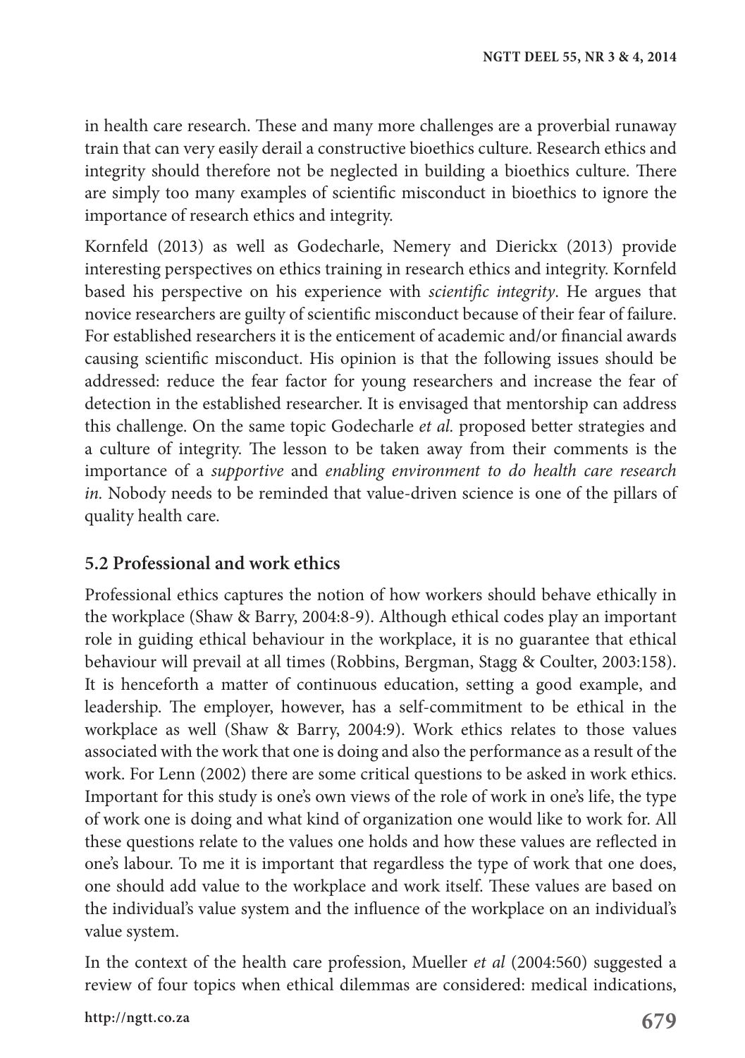in health care research. These and many more challenges are a proverbial runaway train that can very easily derail a constructive bioethics culture. Research ethics and integrity should therefore not be neglected in building a bioethics culture. There are simply too many examples of scientific misconduct in bioethics to ignore the importance of research ethics and integrity.

Kornfeld (2013) as well as Godecharle, Nemery and Dierickx (2013) provide interesting perspectives on ethics training in research ethics and integrity. Kornfeld based his perspective on his experience with *scientific integrity*. He argues that novice researchers are guilty of scientific misconduct because of their fear of failure. For established researchers it is the enticement of academic and/or financial awards causing scientific misconduct. His opinion is that the following issues should be addressed: reduce the fear factor for young researchers and increase the fear of detection in the established researcher. It is envisaged that mentorship can address this challenge. On the same topic Godecharle *et al.* proposed better strategies and a culture of integrity. The lesson to be taken away from their comments is the importance of a *supportive* and *enabling environment to do health care research in.* Nobody needs to be reminded that value-driven science is one of the pillars of quality health care.

### 5.2 Professional and work ethics

Professional ethics captures the notion of how workers should behave ethically in the workplace (Shaw & Barry, 2004:8-9). Although ethical codes play an important role in guiding ethical behaviour in the workplace, it is no guarantee that ethical behaviour will prevail at all times (Robbins, Bergman, Stagg & Coulter, 2003:158). It is henceforth a matter of continuous education, setting a good example, and leadership. The employer, however, has a self-commitment to be ethical in the workplace as well (Shaw & Barry, 2004:9). Work ethics relates to those values associated with the work that one is doing and also the performance as a result of the work. For Lenn (2002) there are some critical questions to be asked in work ethics. Important for this study is one's own views of the role of work in one's life, the type of work one is doing and what kind of organization one would like to work for. All these questions relate to the values one holds and how these values are reflected in one's labour. To me it is important that regardless the type of work that one does, one should add value to the workplace and work itself. These values are based on the individual's value system and the influence of the workplace on an individual's value system.

In the context of the health care profession, Mueller *et al* (2004:560) suggested a review of four topics when ethical dilemmas are considered: medical indications,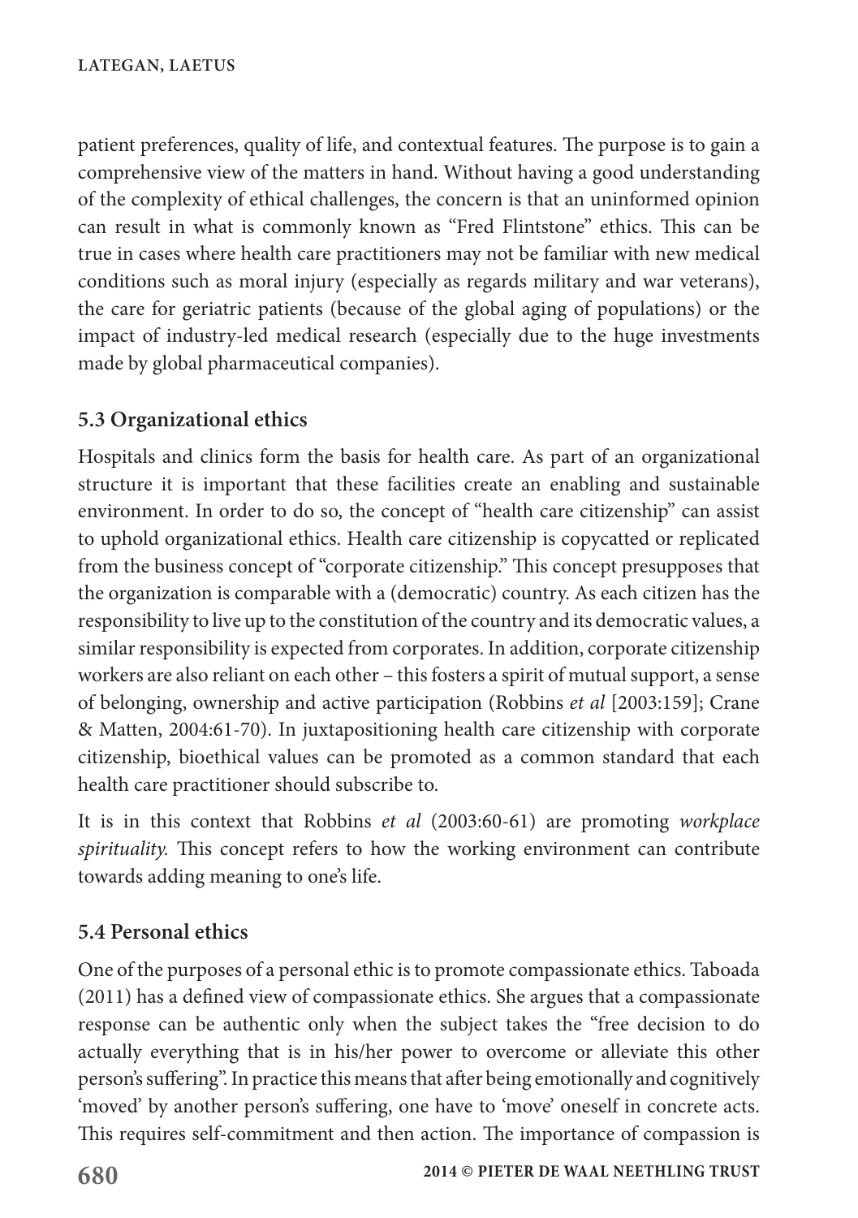patient preferences, quality of life, and contextual features. The purpose is to gain a comprehensive view of the matters in hand. Without having a good understanding of the complexity of ethical challenges, the concern is that an uninformed opinion can result in what is commonly known as "Fred Flintstone" ethics. This can be true in cases where health care practitioners may not be familiar with new medical conditions such as moral injury (especially as regards military and war veterans), the care for geriatric patients (because of the global aging of populations) or the impact of industry-led medical research (especially due to the huge investments made by global pharmaceutical companies).

### 5.3 Organizational ethics

Hospitals and clinics form the basis for health care. As part of an organizational structure it is important that these facilities create an enabling and sustainable environment. In order to do so, the concept of "health care citizenship" can assist to uphold organizational ethics. Health care citizenship is copycatted or replicated from the business concept of "corporate citizenship." This concept presupposes that the organization is comparable with a (democratic) country. As each citizen has the responsibility to live up to the constitution of the country and its democratic values, a similar responsibility is expected from corporates. In addition, corporate citizenship workers are also reliant on each other – this fosters a spirit of mutual support, a sense of belonging, ownership and active participation (Robbins *et al* [2003:159]; Crane & Matten, 2004:61-70). In juxtapositioning health care citizenship with corporate citizenship, bioethical values can be promoted as a common standard that each health care practitioner should subscribe to.

It is in this context that Robbins *et al* (2003:60-61) are promoting *workplace spirituality.* This concept refers to how the working environment can contribute towards adding meaning to one's life.

### 5.4 Personal ethics

One of the purposes of a personal ethic is to promote compassionate ethics. Taboada (2011) has a defined view of compassionate ethics. She argues that a compassionate response can be authentic only when the subject takes the "free decision to do actually everything that is in his/her power to overcome or alleviate this other person's suffering". In practice this means that after being emotionally and cognitively 'moved' by another person's suffering, one have to 'move' oneself in concrete acts. This requires self-commitment and then action. The importance of compassion is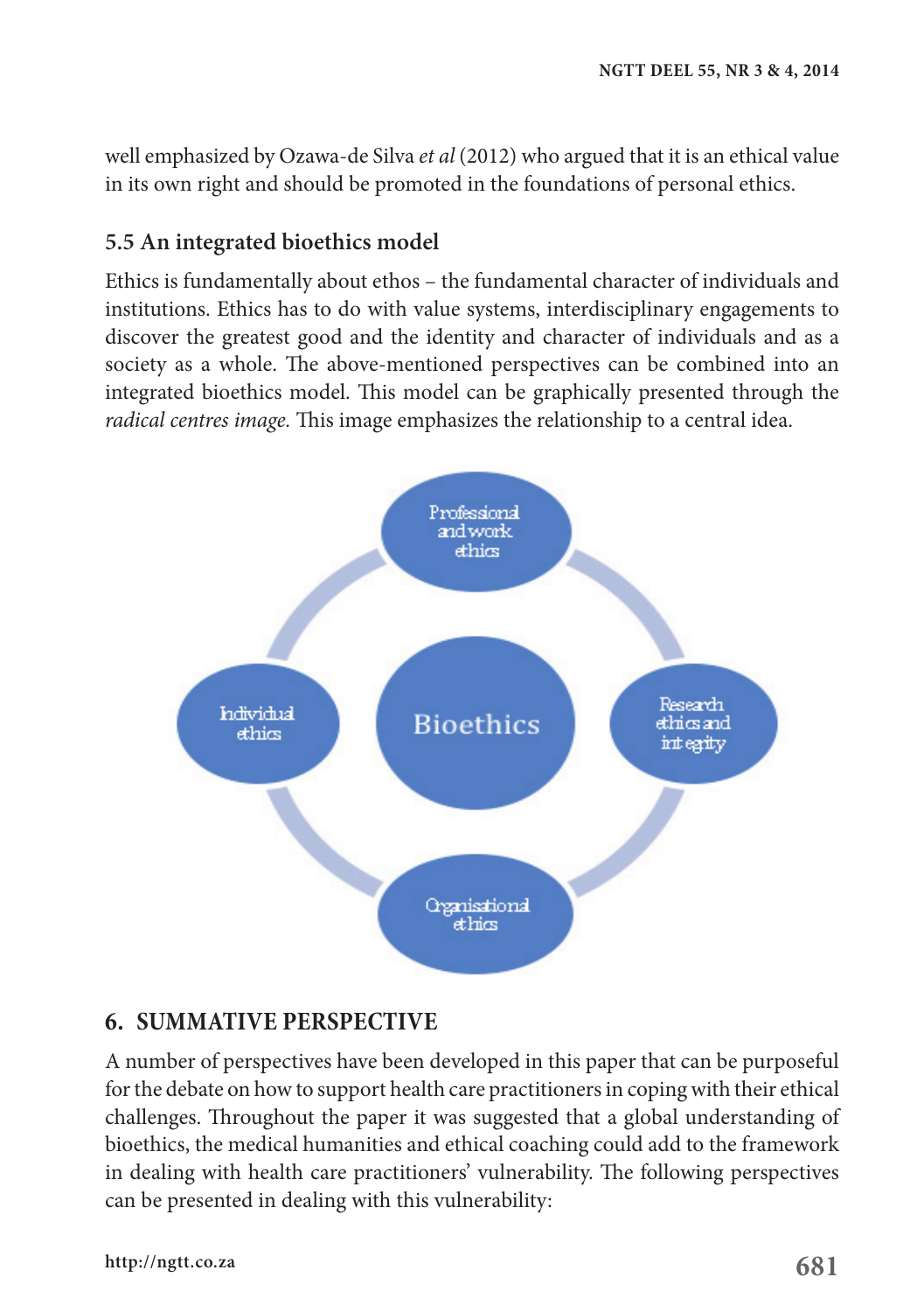well emphasized by Ozawa-de Silva *et al* (2012) who argued that it is an ethical value in its own right and should be promoted in the foundations of personal ethics.

### 5.5 An integrated bioethics model

Ethics is fundamentally about ethos – the fundamental character of individuals and institutions. Ethics has to do with value systems, interdisciplinary engagements to discover the greatest good and the identity and character of individuals and as a society as a whole. The above-mentioned perspectives can be combined into an integrated bioethics model. This model can be graphically presented through the *radical centres image.* This image emphasizes the relationship to a central idea.

Professional and work ethics

Individual ethics

Bioethics

Research ethics and integrity

Organisational ethics

## 6. SUMMATIVE PERSPECTIVE

A number of perspectives have been developed in this paper that can be purposeful for the debate on how to support health care practitioners in coping with their ethical challenges. Throughout the paper it was suggested that a global understanding of bioethics, the medical humanities and ethical coaching could add to the framework in dealing with health care practitioners' vulnerability. The following perspectives can be presented in dealing with this vulnerability: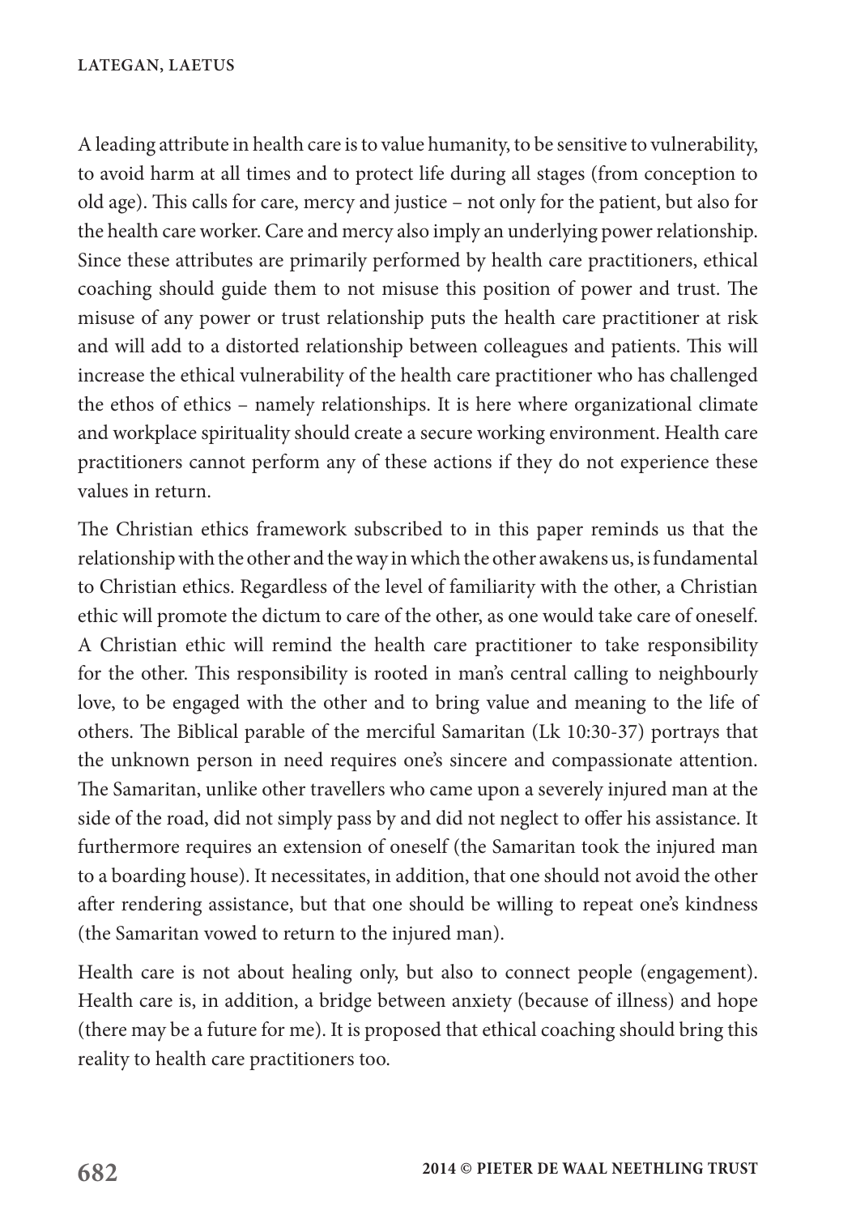A leading attribute in health care is to value humanity, to be sensitive to vulnerability, to avoid harm at all times and to protect life during all stages (from conception to old age). This calls for care, mercy and justice – not only for the patient, but also for the health care worker. Care and mercy also imply an underlying power relationship. Since these attributes are primarily performed by health care practitioners, ethical coaching should guide them to not misuse this position of power and trust. The misuse of any power or trust relationship puts the health care practitioner at risk and will add to a distorted relationship between colleagues and patients. This will increase the ethical vulnerability of the health care practitioner who has challenged the ethos of ethics – namely relationships. It is here where organizational climate and workplace spirituality should create a secure working environment. Health care practitioners cannot perform any of these actions if they do not experience these values in return.

The Christian ethics framework subscribed to in this paper reminds us that the relationship with the other and the way in which the other awakens us, is fundamental to Christian ethics. Regardless of the level of familiarity with the other, a Christian ethic will promote the dictum to care of the other, as one would take care of oneself. A Christian ethic will remind the health care practitioner to take responsibility for the other. This responsibility is rooted in man's central calling to neighbourly love, to be engaged with the other and to bring value and meaning to the life of others. The Biblical parable of the merciful Samaritan (Lk 10:30-37) portrays that the unknown person in need requires one's sincere and compassionate attention. The Samaritan, unlike other travellers who came upon a severely injured man at the side of the road, did not simply pass by and did not neglect to offer his assistance. It furthermore requires an extension of oneself (the Samaritan took the injured man to a boarding house). It necessitates, in addition, that one should not avoid the other after rendering assistance, but that one should be willing to repeat one's kindness (the Samaritan vowed to return to the injured man).

Health care is not about healing only, but also to connect people (engagement). Health care is, in addition, a bridge between anxiety (because of illness) and hope (there may be a future for me). It is proposed that ethical coaching should bring this reality to health care practitioners too.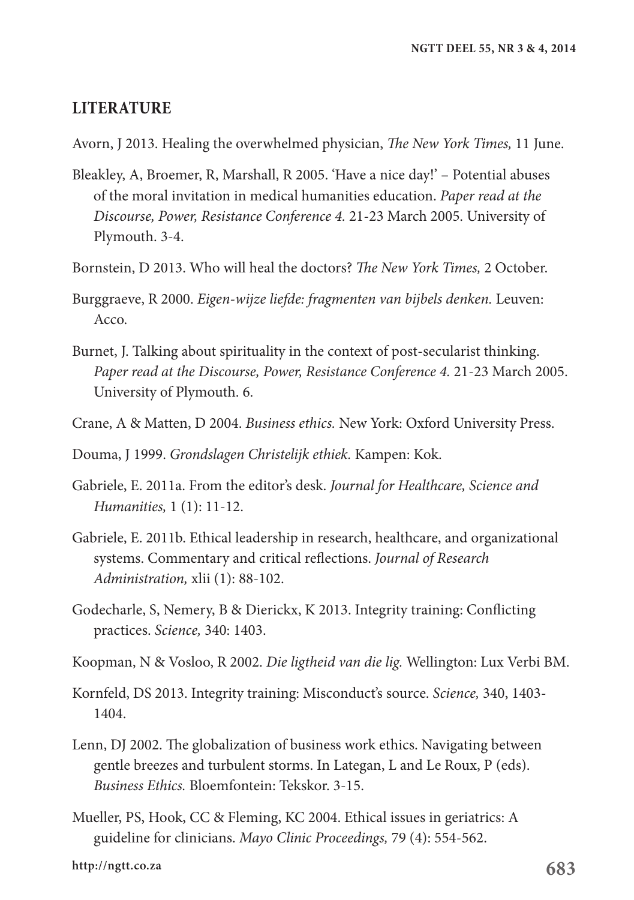## LITERATURE

Avorn, J 2013. Healing the overwhelmed physician, *The New York Times,* 11 June.

Bleakley, A, Broemer, R, Marshall, R 2005. 'Have a nice day!' – Potential abuses of the moral invitation in medical humanities education. *Paper read at the Discourse, Power, Resistance Conference 4.* 21-23 March 2005. University of Plymouth. 3-4.

Bornstein, D 2013. Who will heal the doctors? *The New York Times,* 2 October.

Burggraeve, R 2000. *Eigen-wijze liefde: fragmenten van bijbels denken.* Leuven: Acco.

Burnet, J. Talking about spirituality in the context of post-secularist thinking. *Paper read at the Discourse, Power, Resistance Conference 4.* 21-23 March 2005. University of Plymouth. 6.

Crane, A & Matten, D 2004. *Business ethics.* New York: Oxford University Press.

Douma, J 1999. *Grondslagen Christelijk ethiek.* Kampen: Kok.

Gabriele, E. 2011a. From the editor's desk. *Journal for Healthcare, Science and Humanities,* 1 (1): 11-12.

Gabriele, E. 2011b. Ethical leadership in research, healthcare, and organizational systems. Commentary and critical reflections. *Journal of Research Administration,* xlii (1): 88-102.

Godecharle, S, Nemery, B & Dierickx, K 2013. Integrity training: Conflicting practices. *Science,* 340: 1403.

Koopman, N & Vosloo, R 2002. *Die ligtheid van die lig.* Wellington: Lux Verbi BM.

Kornfeld, DS 2013. Integrity training: Misconduct's source. *Science,* 340, 1403-1404.

Lenn, DJ 2002. The globalization of business work ethics. Navigating between gentle breezes and turbulent storms. In Lategan, L and Le Roux, P (eds). *Business Ethics.* Bloemfontein: Tekskor. 3-15.

Mueller, PS, Hook, CC & Fleming, KC 2004. Ethical issues in geriatrics: A guideline for clinicians. *Mayo Clinic Proceedings,* 79 (4): 554-562.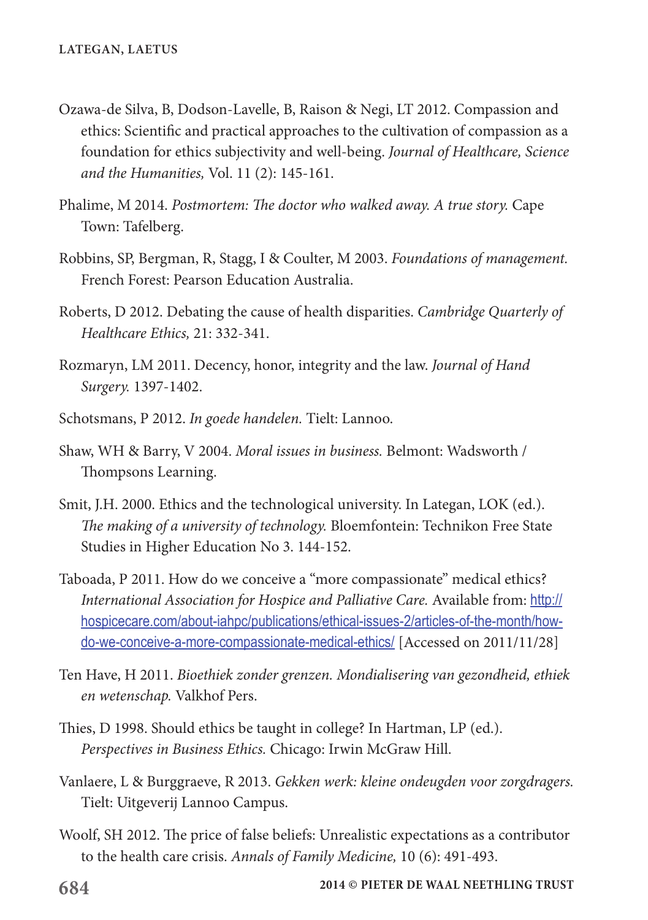Ozawa-de Silva, B, Dodson-Lavelle, B, Raison & Negi, LT 2012. Compassion and ethics: Scientific and practical approaches to the cultivation of compassion as a foundation for ethics subjectivity and well-being. *Journal of Healthcare, Science and the Humanities,* Vol. 11 (2): 145-161.

Phalime, M 2014. *Postmortem: The doctor who walked away. A true story.* Cape Town: Tafelberg.

Robbins, SP, Bergman, R, Stagg, I & Coulter, M 2003. *Foundations of management.* French Forest: Pearson Education Australia.

Roberts, D 2012. Debating the cause of health disparities. *Cambridge Quarterly of Healthcare Ethics,* 21: 332-341.

Rozmaryn, LM 2011. Decency, honor, integrity and the law. *Journal of Hand Surgery.* 1397-1402.

Schotsmans, P 2012. *In goede handelen.* Tielt: Lannoo.

Shaw, WH & Barry, V 2004. *Moral issues in business.* Belmont: Wadsworth / Thompsons Learning.

Smit, J.H. 2000. Ethics and the technological university. In Lategan, LOK (ed.). *The making of a university of technology.* Bloemfontein: Technikon Free State Studies in Higher Education No 3. 144-152.

Taboada, P 2011. How do we conceive a "more compassionate" medical ethics? *International Association for Hospice and Palliative Care.* Available from: http://hospicecare.com/about-iahpc/publications/ethical-issues-2/articles-of-the-month/how-do-we-conceive-a-more-compassionate-medical-ethics/ [Accessed on 2011/11/28]

Ten Have, H 2011. *Bioethiek zonder grenzen. Mondialisering van gezondheid, ethiek en wetenschap.* Valkhof Pers.

Thies, D 1998. Should ethics be taught in college? In Hartman, LP (ed.). *Perspectives in Business Ethics.* Chicago: Irwin McGraw Hill.

Vanlaere, L & Burggraeve, R 2013. *Gekken werk: kleine ondeugden voor zorgdragers.* Tielt: Uitgeverij Lannoo Campus.

Woolf, SH 2012. The price of false beliefs: Unrealistic expectations as a contributor to the health care crisis. *Annals of Family Medicine,* 10 (6): 491-493.